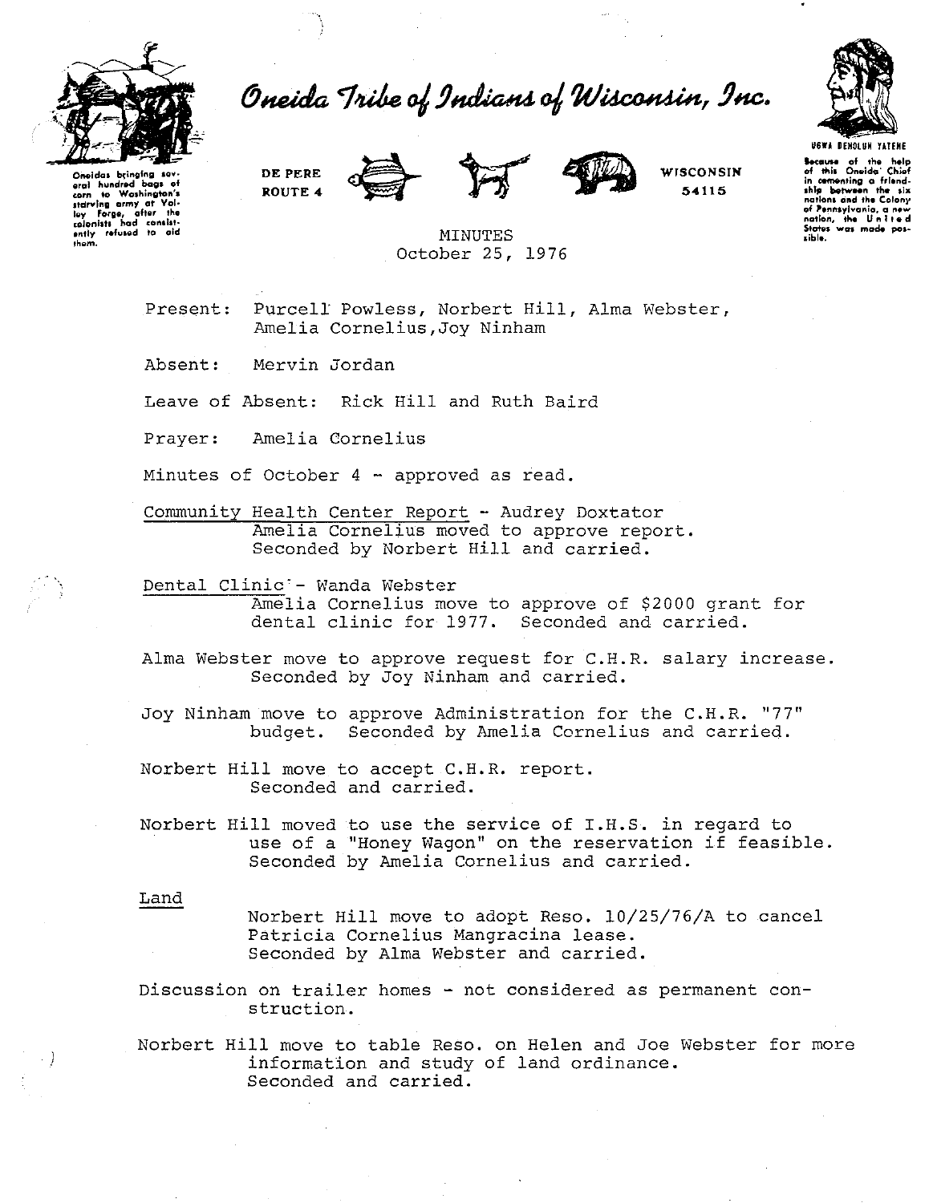# Oneida Tribe of Indians of Wisconsin, Inc.

Oneidas bringing several hundred bags of corn to Washington's starving army at Valley Forge, after the colonists had consistently refused to aid them.

DE PERE
ROUTE 4

WISCONSIN
54115

UGWA DEHOLUH YATEHE

Because of the help of this Oneida Chief in cementing a friendship between the six nations and the Colony of Pennsylvania, a new nation, the United States was made possible.

MINUTES
October 25, 1976

Present: Purcell Powless, Norbert Hill, Alma Webster, Amelia Cornelius, Joy Ninham

Absent: Mervin Jordan

Leave of Absent: Rick Hill and Ruth Baird

Prayer: Amelia Cornelius

Minutes of October 4 - approved as read.

Community Health Center Report - Audrey Doxtator
Amelia Cornelius moved to approve report.
Seconded by Norbert Hill and carried.

Dental Clinic - Wanda Webster
Amelia Cornelius move to approve of $2000 grant for dental clinic for 1977. Seconded and carried.

Alma Webster move to approve request for C.H.R. salary increase.
Seconded by Joy Ninham and carried.

Joy Ninham move to approve Administration for the C.H.R. "77" budget. Seconded by Amelia Cornelius and carried.

Norbert Hill move to accept C.H.R. report.
Seconded and carried.

Norbert Hill moved to use the service of I.H.S. in regard to use of a "Honey Wagon" on the reservation if feasible.
Seconded by Amelia Cornelius and carried.

Land

Norbert Hill move to adopt Reso. 10/25/76/A to cancel Patricia Cornelius Mangracina lease.
Seconded by Alma Webster and carried.

Discussion on trailer homes - not considered as permanent construction.

Norbert Hill move to table Reso. on Helen and Joe Webster for more information and study of land ordinance.
Seconded and carried.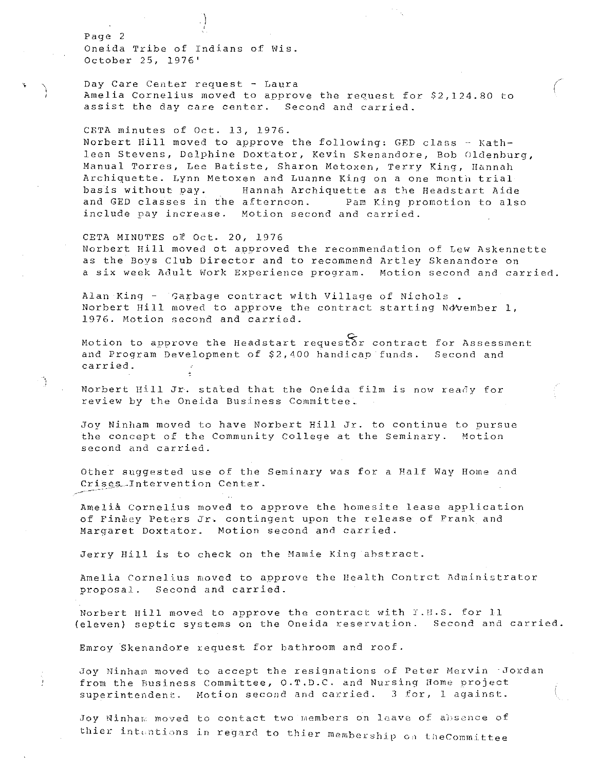Page 2
Oneida Tribe of Indians of Wis.
October 25, 1976'

Day Care Center request - Laura
Amelia Cornelius moved to approve the request for $2,124.80 to assist the day care center. Second and carried.

CETA minutes of Oct. 13, 1976.
Norbert Hill moved to approve the following: GED class - Kathleen Stevens, Delphine Doxtator, Kevin Skenandore, Bob Oldenburg, Manual Torres, Lee Batiste, Sharon Metoxen, Terry King, Hannah Archiquette. Lynn Metoxen and Luanne King on a one month trial basis without pay. Hannah Archiquette as the Headstart Aide and GED classes in the afternoon. Pam King promotion to also include pay increase. Motion second and carried.

CETA MINUTES of Oct. 20, 1976
Norbert Hill moved ot approved the recommendation of Lew Askennette as the Boys Club Director and to recommend Artley Skenandore on a six week Adult Work Experience program. Motion second and carried.

Alan King - Garbage contract with Village of Nichols .
Norbert Hill moved to approve the contract starting November 1, 1976. Motion second and carried.

Motion to approve the Headstart requestor contract for Assessment and Program Development of $2,400 handicap funds. Second and carried.

Norbert Hill Jr. stated that the Oneida film is now ready for review by the Oneida Business Committee.

Joy Ninham moved to have Norbert Hill Jr. to continue to pursue the concept of the Community College at the Seminary. Motion second and carried.

Other suggested use of the Seminary was for a Half Way Home and Crises Intervention Center.

Amelia Cornelius moved to approve the homesite lease application of Finley Peters Jr. contingent upon the release of Frank and Margaret Doxtator. Motion second and carried.

Jerry Hill is to check on the Mamie King abstract.

Amelia Cornelius moved to approve the Health Contrct Administrator proposal. Second and carried.

Norbert Hill moved to approve the contract with I.H.S. for 11 (eleven) septic systems on the Oneida reservation. Second and carried.

Emroy Skenandore request for bathroom and roof.

Joy Ninham moved to accept the resignations of Peter Mervin Jordan from the Business Committee, O.T.D.C. and Nursing Home project superintendent. Motion second and carried. 3 for, 1 against.

Joy Ninham moved to contact two members on leave of absence of thier intentions in regard to thier membership on theCommittee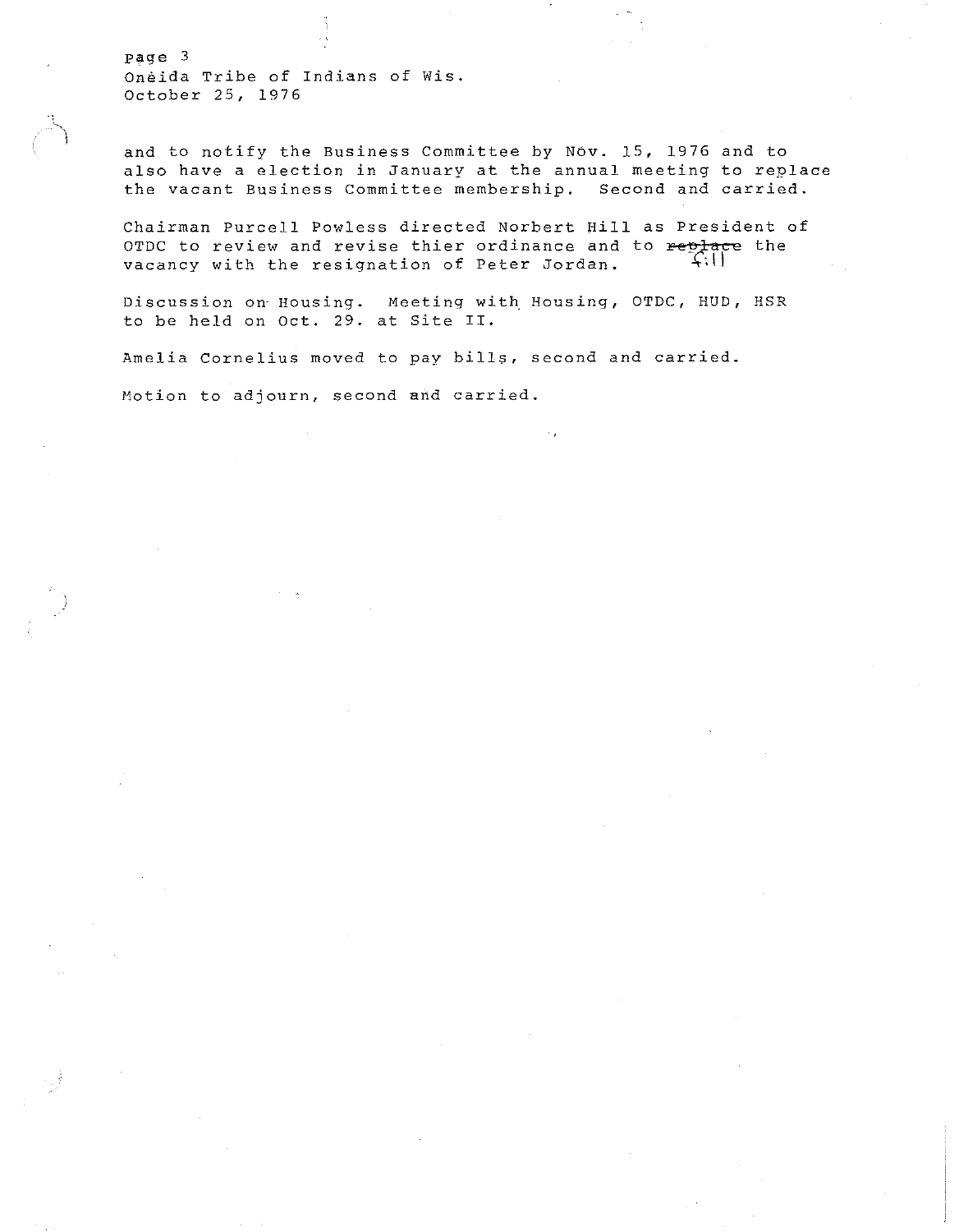and to notify the Business Committee by Nov. 15, 1976 and to also have a election in January at the annual meeting to replace the vacant Business Committee membership. Second and carried.

Chairman Purcell Powless directed Norbert Hill as President of OTDC to review and revise thier ordinance and to ~~replace~~ fill the vacancy with the resignation of Peter Jordan.

Discussion on Housing. Meeting with Housing, OTDC, HUD, HSR to be held on Oct. 29. at Site II.

Amelia Cornelius moved to pay bills, second and carried.

Motion to adjourn, second and carried.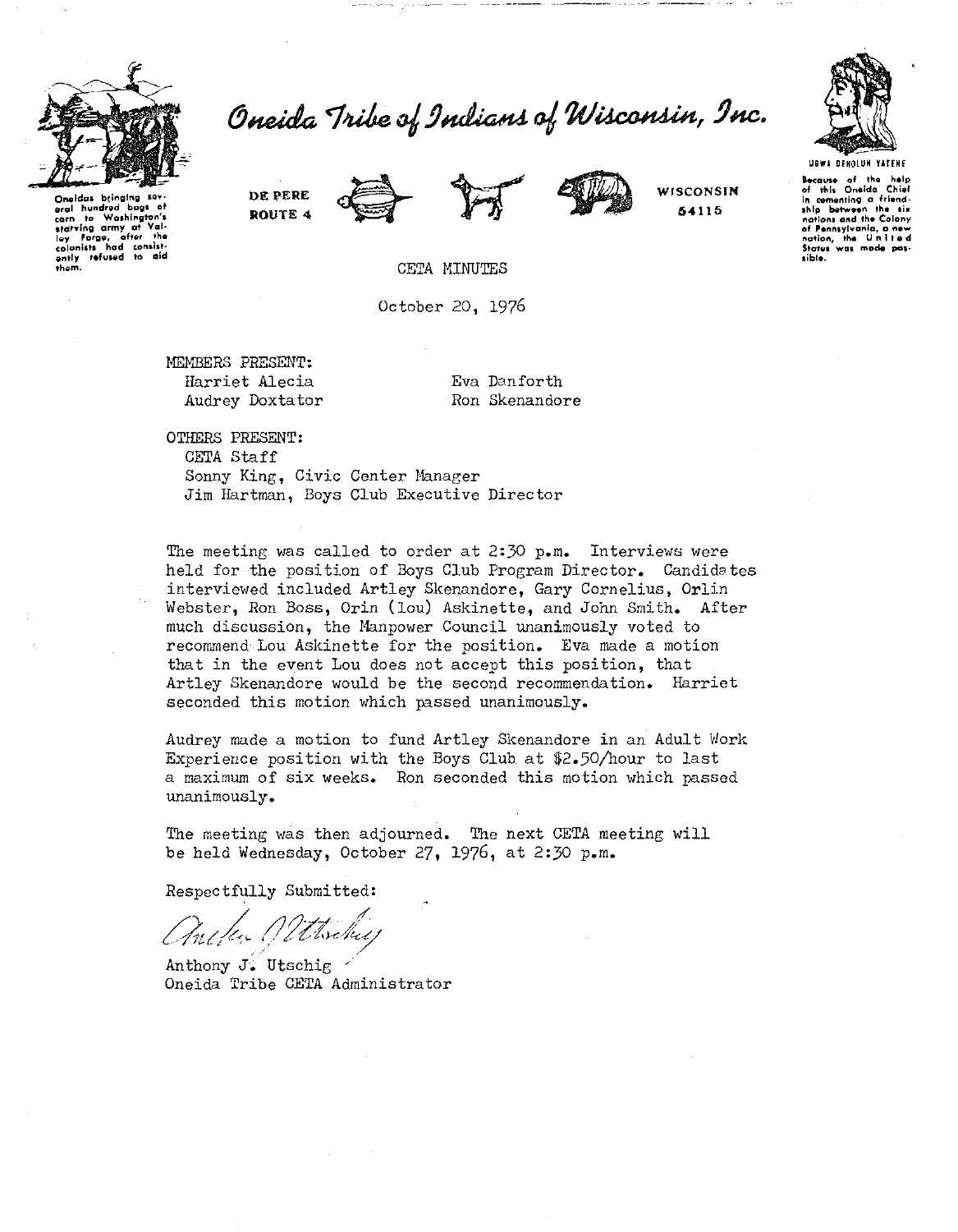# Oneida Tribe of Indians of Wisconsin, Inc.

Oneidas bringing several hundred bags of corn to Washington's starving army at Valley Forge, after the colonists had consistently refused to aid them.

DE PERE
ROUTE 4

WISCONSIN
54115

UGWA DEHOLUN YATENE

Because of the help of this Oneida Chief in cementing a friendship between the six nations and the Colony of Pennsylvania, a new nation, the United States was made possible.

CETA MINUTES

October 20, 1976

MEMBERS PRESENT:
Harriet Alecia
Audrey Doxtator
Eva Danforth
Ron Skenandore

OTHERS PRESENT:
CETA Staff
Sonny King, Civic Center Manager
Jim Hartman, Boys Club Executive Director

The meeting was called to order at 2:30 p.m. Interviews were held for the position of Boys Club Program Director. Candidates interviewed included Artley Skenandore, Gary Cornelius, Orlin Webster, Ron Boss, Orin (lou) Askinette, and John Smith. After much discussion, the Manpower Council unanimously voted to recommend Lou Askinette for the position. Eva made a motion that in the event Lou does not accept this position, that Artley Skenandore would be the second recommendation. Harriet seconded this motion which passed unanimously.

Audrey made a motion to fund Artley Skenandore in an Adult Work Experience position with the Boys Club at $2.50/hour to last a maximum of six weeks. Ron seconded this motion which passed unanimously.

The meeting was then adjourned. The next CETA meeting will be held Wednesday, October 27, 1976, at 2:30 p.m.

Respectfully Submitted:

Anthony J. Utschig
Oneida Tribe CETA Administrator